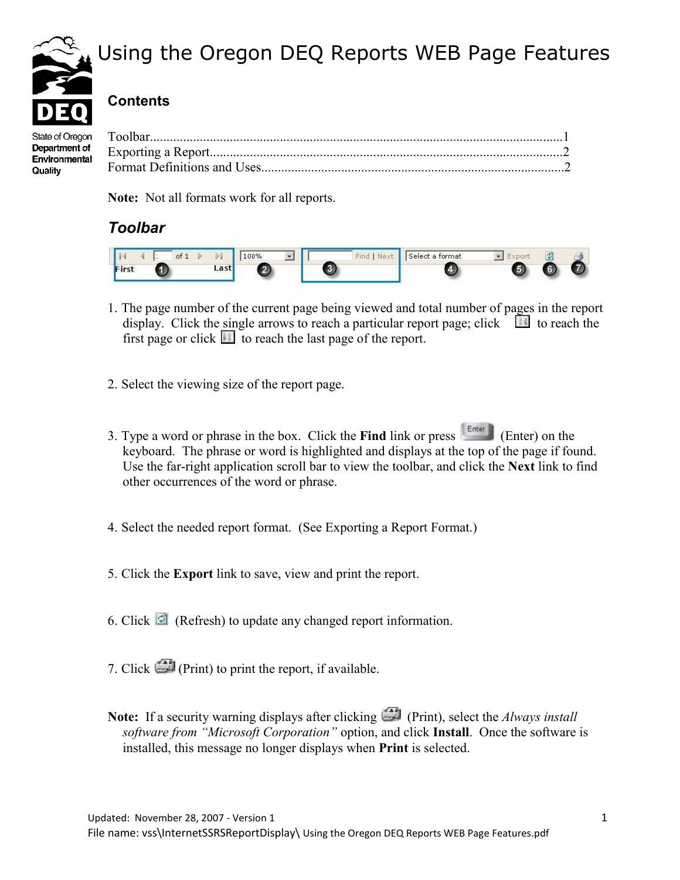# Using the Oregon DEQ Reports WEB Page Features

State of Oregon Department of Environmental Quality

## Contents

Toolbar............................................................................................................................1
Exporting a Report..........................................................................................................2
Format Definitions and Uses............................................................................................2

**Note:** Not all formats work for all reports.

## *Toolbar*

1. The page number of the current page being viewed and total number of pages in the report display. Click the single arrows to reach a particular report page; click to reach the first page or click to reach the last page of the report.

2. Select the viewing size of the report page.

3. Type a word or phrase in the box. Click the **Find** link or press (Enter) on the keyboard. The phrase or word is highlighted and displays at the top of the page if found. Use the far-right application scroll bar to view the toolbar, and click the **Next** link to find other occurrences of the word or phrase.

4. Select the needed report format. (See Exporting a Report Format.)

5. Click the **Export** link to save, view and print the report.

6. Click (Refresh) to update any changed report information.

7. Click (Print) to print the report, if available.

**Note:** If a security warning displays after clicking (Print), select the *Always install software from "Microsoft Corporation"* option, and click **Install**. Once the software is installed, this message no longer displays when **Print** is selected.

Updated: November 28, 2007 - Version 1
File name: vss\InternetSSRSReportDisplay\ Using the Oregon DEQ Reports WEB Page Features.pdf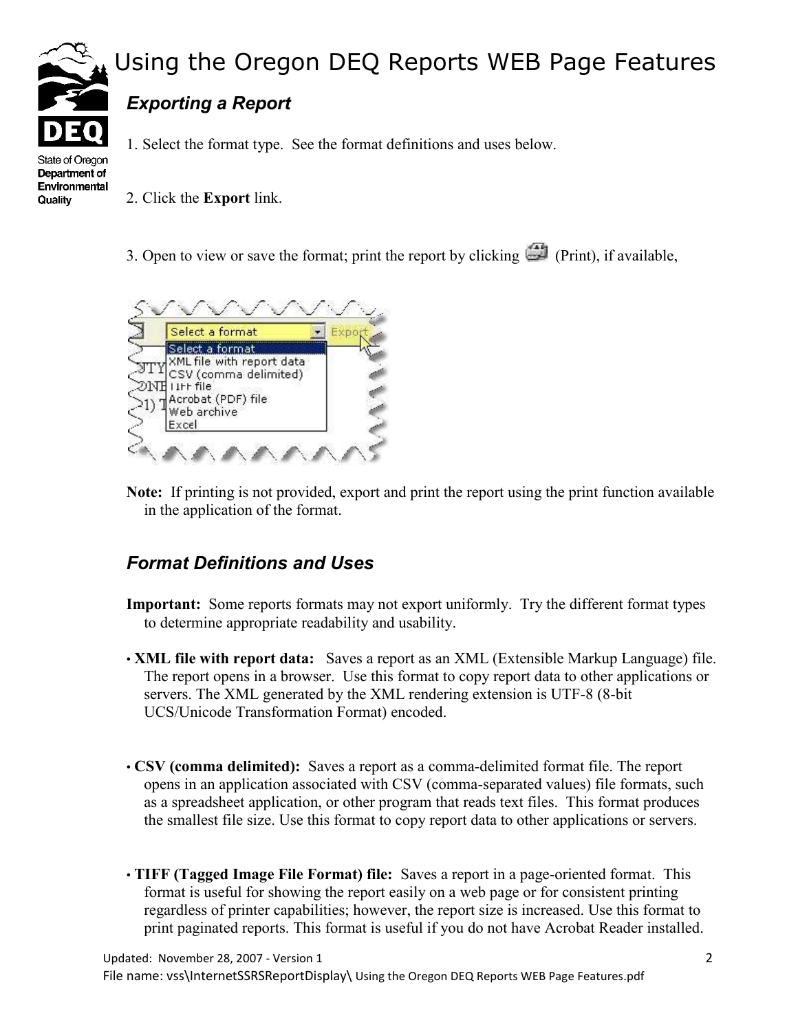# Using the Oregon DEQ Reports WEB Page Features

## *Exporting a Report*

1. Select the format type. See the format definitions and uses below.

2. Click the **Export** link.

3. Open to view or save the format; print the report by clicking (Print), if available,

**Note:** If printing is not provided, export and print the report using the print function available in the application of the format.

## *Format Definitions and Uses*

**Important:** Some reports formats may not export uniformly. Try the different format types to determine appropriate readability and usability.

- **XML file with report data:** Saves a report as an XML (Extensible Markup Language) file. The report opens in a browser. Use this format to copy report data to other applications or servers. The XML generated by the XML rendering extension is UTF-8 (8-bit UCS/Unicode Transformation Format) encoded.

- **CSV (comma delimited):** Saves a report as a comma-delimited format file. The report opens in an application associated with CSV (comma-separated values) file formats, such as a spreadsheet application, or other program that reads text files. This format produces the smallest file size. Use this format to copy report data to other applications or servers.

- **TIFF (Tagged Image File Format) file:** Saves a report in a page-oriented format. This format is useful for showing the report easily on a web page or for consistent printing regardless of printer capabilities; however, the report size is increased. Use this format to print paginated reports. This format is useful if you do not have Acrobat Reader installed.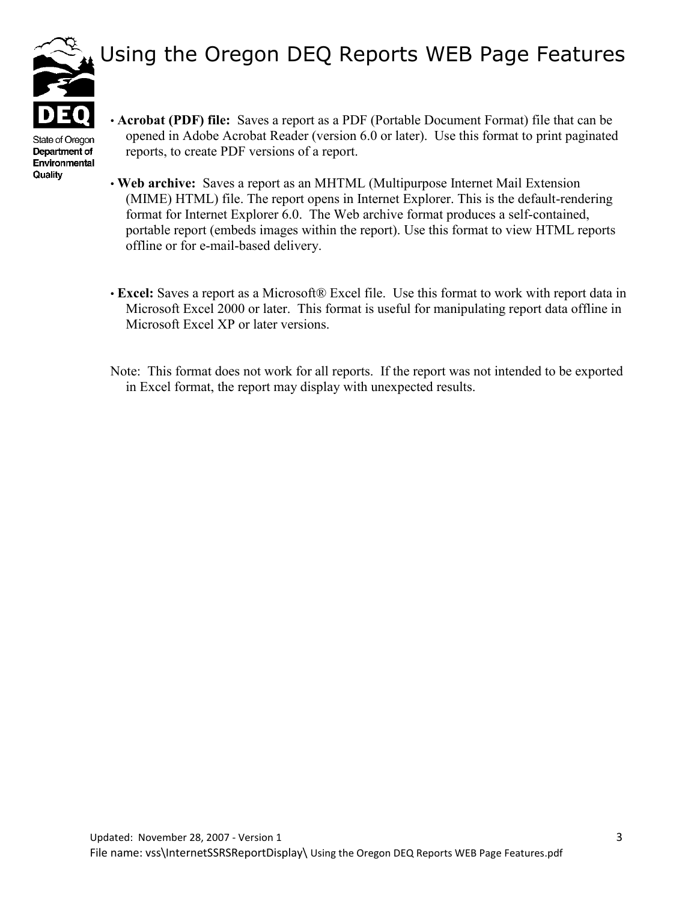- **Acrobat (PDF) file:** Saves a report as a PDF (Portable Document Format) file that can be opened in Adobe Acrobat Reader (version 6.0 or later). Use this format to print paginated reports, to create PDF versions of a report.

- **Web archive:** Saves a report as an MHTML (Multipurpose Internet Mail Extension (MIME) HTML) file. The report opens in Internet Explorer. This is the default-rendering format for Internet Explorer 6.0. The Web archive format produces a self-contained, portable report (embeds images within the report). Use this format to view HTML reports offline or for e-mail-based delivery.

- **Excel:** Saves a report as a Microsoft® Excel file. Use this format to work with report data in Microsoft Excel 2000 or later. This format is useful for manipulating report data offline in Microsoft Excel XP or later versions.

Note: This format does not work for all reports. If the report was not intended to be exported in Excel format, the report may display with unexpected results.